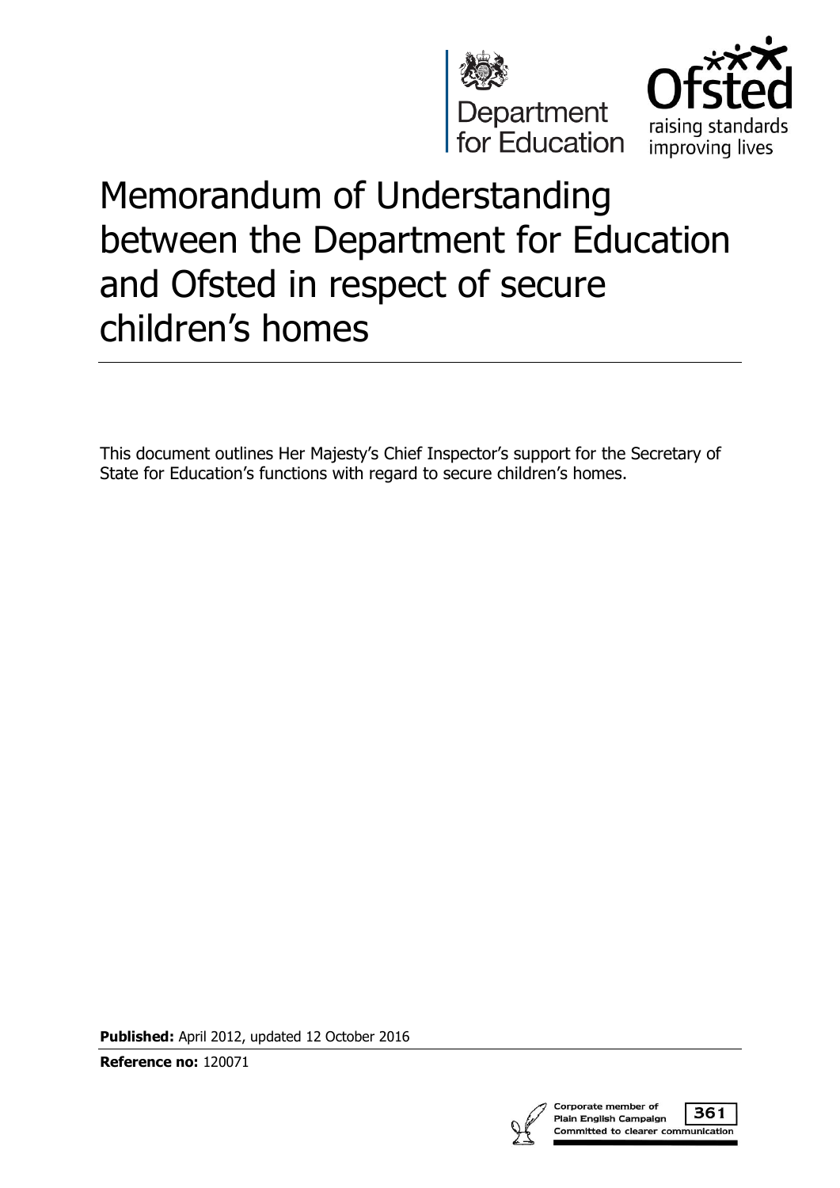# Memorandum of Understanding between the Department for Education and Ofsted in respect of secure children's homes

This document outlines Her Majesty's Chief Inspector's support for the Secretary of State for Education's functions with regard to secure children's homes.

**Published:** April 2012, updated 12 October 2016

**Reference no:** 120071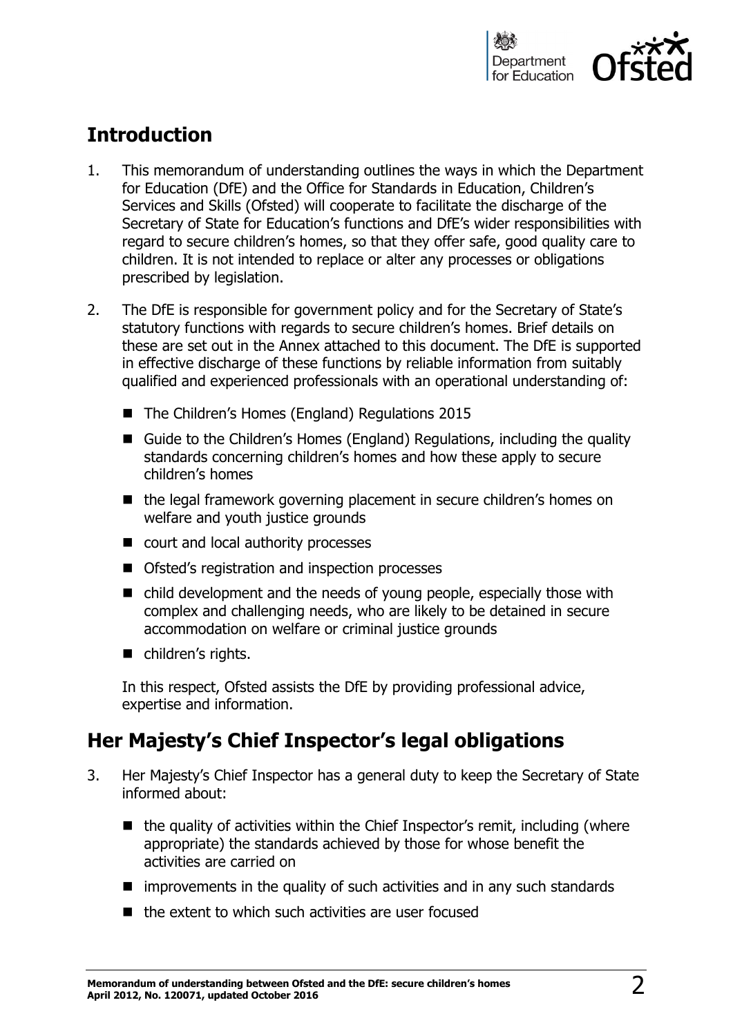## Introduction

1. This memorandum of understanding outlines the ways in which the Department for Education (DfE) and the Office for Standards in Education, Children's Services and Skills (Ofsted) will cooperate to facilitate the discharge of the Secretary of State for Education's functions and DfE's wider responsibilities with regard to secure children's homes, so that they offer safe, good quality care to children. It is not intended to replace or alter any processes or obligations prescribed by legislation.

2. The DfE is responsible for government policy and for the Secretary of State's statutory functions with regards to secure children's homes. Brief details on these are set out in the Annex attached to this document. The DfE is supported in effective discharge of these functions by reliable information from suitably qualified and experienced professionals with an operational understanding of:

   - The Children's Homes (England) Regulations 2015
   - Guide to the Children's Homes (England) Regulations, including the quality standards concerning children's homes and how these apply to secure children's homes
   - the legal framework governing placement in secure children's homes on welfare and youth justice grounds
   - court and local authority processes
   - Ofsted's registration and inspection processes
   - child development and the needs of young people, especially those with complex and challenging needs, who are likely to be detained in secure accommodation on welfare or criminal justice grounds
   - children's rights.

   In this respect, Ofsted assists the DfE by providing professional advice, expertise and information.

## Her Majesty's Chief Inspector's legal obligations

3. Her Majesty's Chief Inspector has a general duty to keep the Secretary of State informed about:

   - the quality of activities within the Chief Inspector's remit, including (where appropriate) the standards achieved by those for whose benefit the activities are carried on
   - improvements in the quality of such activities and in any such standards
   - the extent to which such activities are user focused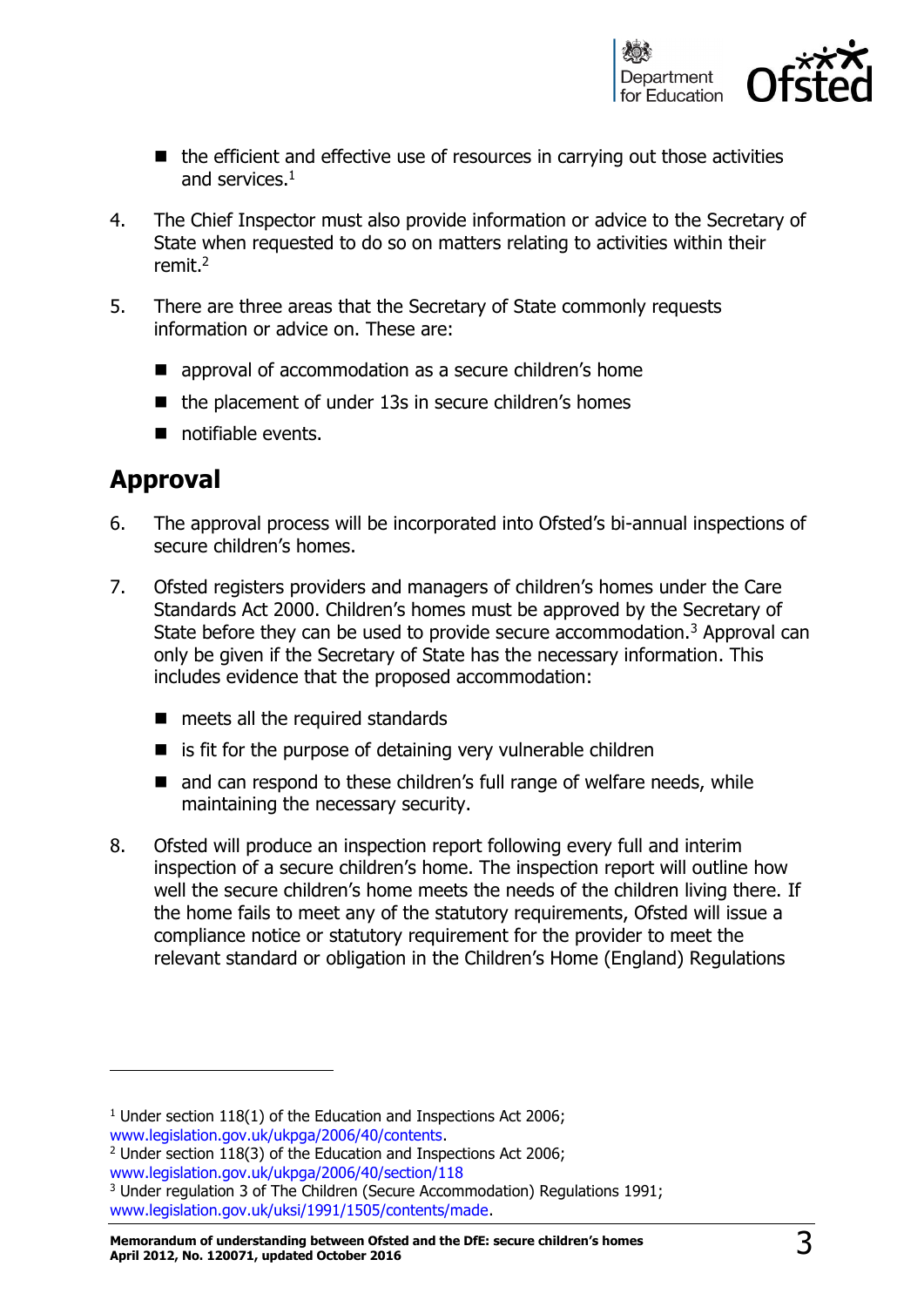- the efficient and effective use of resources in carrying out those activities and services.[1]

4. The Chief Inspector must also provide information or advice to the Secretary of State when requested to do so on matters relating to activities within their remit.[2]

5. There are three areas that the Secretary of State commonly requests information or advice on. These are:

   - approval of accommodation as a secure children's home
   - the placement of under 13s in secure children's homes
   - notifiable events.

## Approval

6. The approval process will be incorporated into Ofsted's bi-annual inspections of secure children's homes.

7. Ofsted registers providers and managers of children's homes under the Care Standards Act 2000. Children's homes must be approved by the Secretary of State before they can be used to provide secure accommodation.[3] Approval can only be given if the Secretary of State has the necessary information. This includes evidence that the proposed accommodation:

   - meets all the required standards
   - is fit for the purpose of detaining very vulnerable children
   - and can respond to these children's full range of welfare needs, while maintaining the necessary security.

8. Ofsted will produce an inspection report following every full and interim inspection of a secure children's home. The inspection report will outline how well the secure children's home meets the needs of the children living there. If the home fails to meet any of the statutory requirements, Ofsted will issue a compliance notice or statutory requirement for the provider to meet the relevant standard or obligation in the Children's Home (England) Regulations

---

[1] Under section 118(1) of the Education and Inspections Act 2006; www.legislation.gov.uk/ukpga/2006/40/contents.

[2] Under section 118(3) of the Education and Inspections Act 2006; www.legislation.gov.uk/ukpga/2006/40/section/118

[3] Under regulation 3 of The Children (Secure Accommodation) Regulations 1991; www.legislation.gov.uk/uksi/1991/1505/contents/made.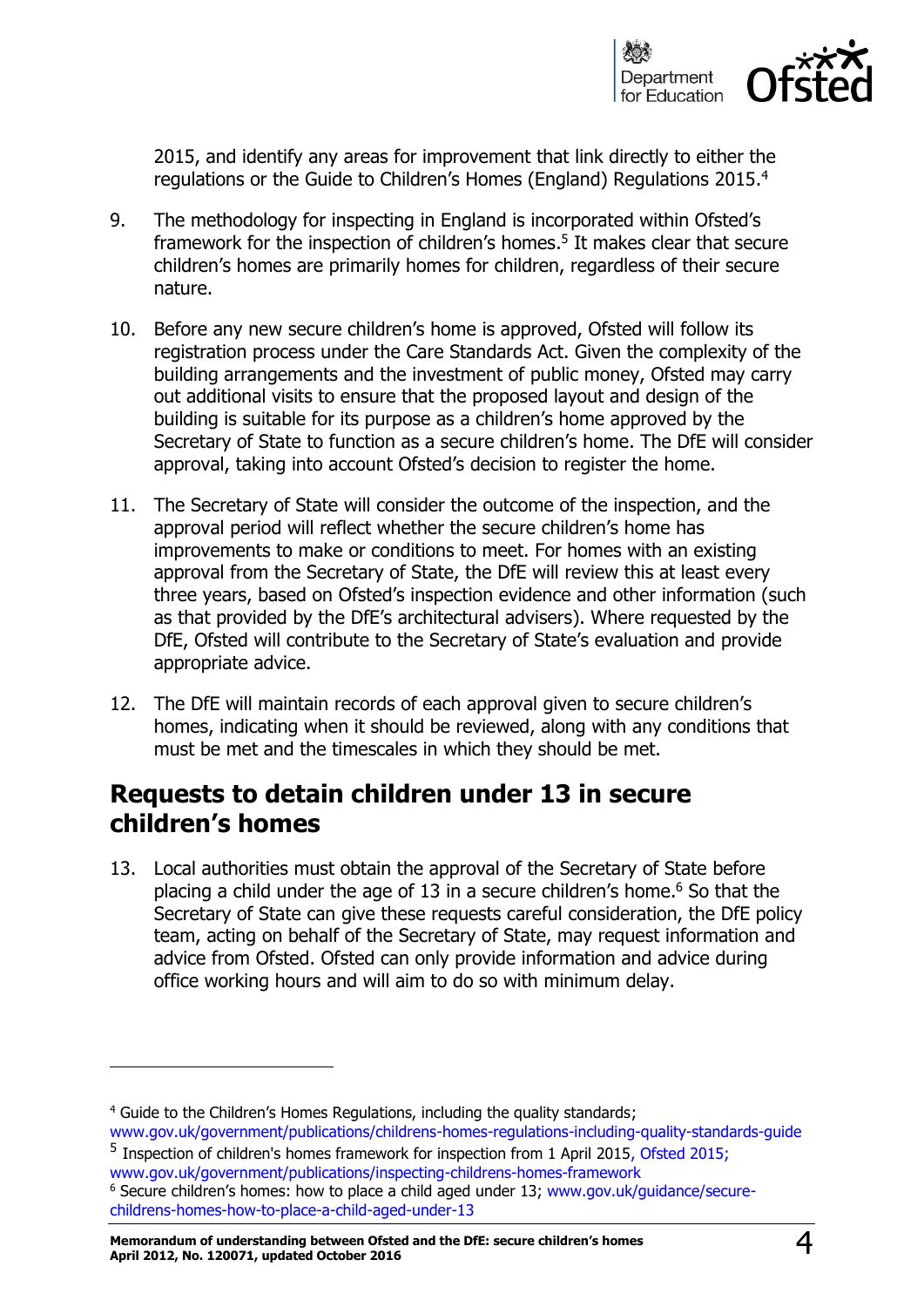2015, and identify any areas for improvement that link directly to either the regulations or the Guide to Children's Homes (England) Regulations 2015.[4]

9. The methodology for inspecting in England is incorporated within Ofsted's framework for the inspection of children's homes.[5] It makes clear that secure children's homes are primarily homes for children, regardless of their secure nature.

10. Before any new secure children's home is approved, Ofsted will follow its registration process under the Care Standards Act. Given the complexity of the building arrangements and the investment of public money, Ofsted may carry out additional visits to ensure that the proposed layout and design of the building is suitable for its purpose as a children's home approved by the Secretary of State to function as a secure children's home. The DfE will consider approval, taking into account Ofsted's decision to register the home.

11. The Secretary of State will consider the outcome of the inspection, and the approval period will reflect whether the secure children's home has improvements to make or conditions to meet. For homes with an existing approval from the Secretary of State, the DfE will review this at least every three years, based on Ofsted's inspection evidence and other information (such as that provided by the DfE's architectural advisers). Where requested by the DfE, Ofsted will contribute to the Secretary of State's evaluation and provide appropriate advice.

12. The DfE will maintain records of each approval given to secure children's homes, indicating when it should be reviewed, along with any conditions that must be met and the timescales in which they should be met.

## Requests to detain children under 13 in secure children's homes

13. Local authorities must obtain the approval of the Secretary of State before placing a child under the age of 13 in a secure children's home.[6] So that the Secretary of State can give these requests careful consideration, the DfE policy team, acting on behalf of the Secretary of State, may request information and advice from Ofsted. Ofsted can only provide information and advice during office working hours and will aim to do so with minimum delay.

---

[4] Guide to the Children's Homes Regulations, including the quality standards; www.gov.uk/government/publications/childrens-homes-regulations-including-quality-standards-guide

[5] Inspection of children's homes framework for inspection from 1 April 2015, Ofsted 2015; www.gov.uk/government/publications/inspecting-childrens-homes-framework

[6] Secure children's homes: how to place a child aged under 13; www.gov.uk/guidance/secure-childrens-homes-how-to-place-a-child-aged-under-13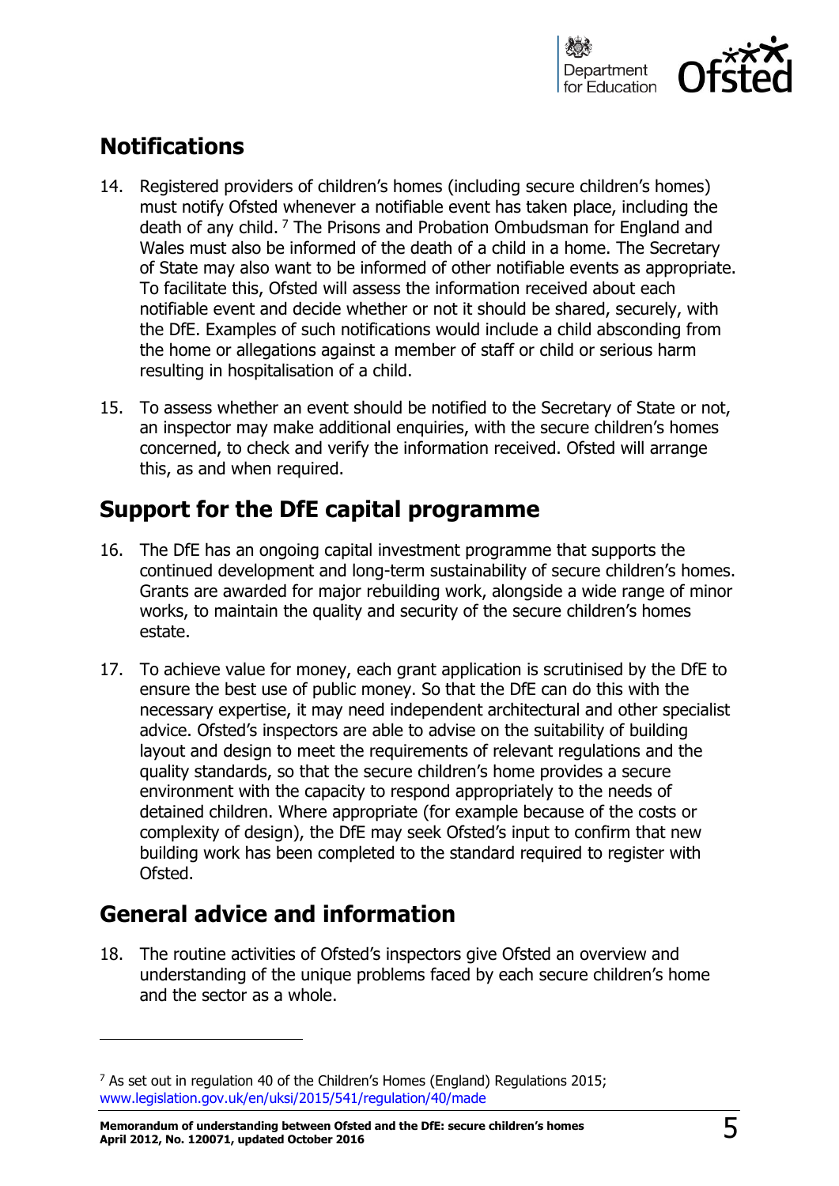## Notifications

14. Registered providers of children's homes (including secure children's homes) must notify Ofsted whenever a notifiable event has taken place, including the death of any child. [7] The Prisons and Probation Ombudsman for England and Wales must also be informed of the death of a child in a home. The Secretary of State may also want to be informed of other notifiable events as appropriate. To facilitate this, Ofsted will assess the information received about each notifiable event and decide whether or not it should be shared, securely, with the DfE. Examples of such notifications would include a child absconding from the home or allegations against a member of staff or child or serious harm resulting in hospitalisation of a child.

15. To assess whether an event should be notified to the Secretary of State or not, an inspector may make additional enquiries, with the secure children's homes concerned, to check and verify the information received. Ofsted will arrange this, as and when required.

## Support for the DfE capital programme

16. The DfE has an ongoing capital investment programme that supports the continued development and long-term sustainability of secure children's homes. Grants are awarded for major rebuilding work, alongside a wide range of minor works, to maintain the quality and security of the secure children's homes estate.

17. To achieve value for money, each grant application is scrutinised by the DfE to ensure the best use of public money. So that the DfE can do this with the necessary expertise, it may need independent architectural and other specialist advice. Ofsted's inspectors are able to advise on the suitability of building layout and design to meet the requirements of relevant regulations and the quality standards, so that the secure children's home provides a secure environment with the capacity to respond appropriately to the needs of detained children. Where appropriate (for example because of the costs or complexity of design), the DfE may seek Ofsted's input to confirm that new building work has been completed to the standard required to register with Ofsted.

## General advice and information

18. The routine activities of Ofsted's inspectors give Ofsted an overview and understanding of the unique problems faced by each secure children's home and the sector as a whole.

---

[7] As set out in regulation 40 of the Children's Homes (England) Regulations 2015; www.legislation.gov.uk/en/uksi/2015/541/regulation/40/made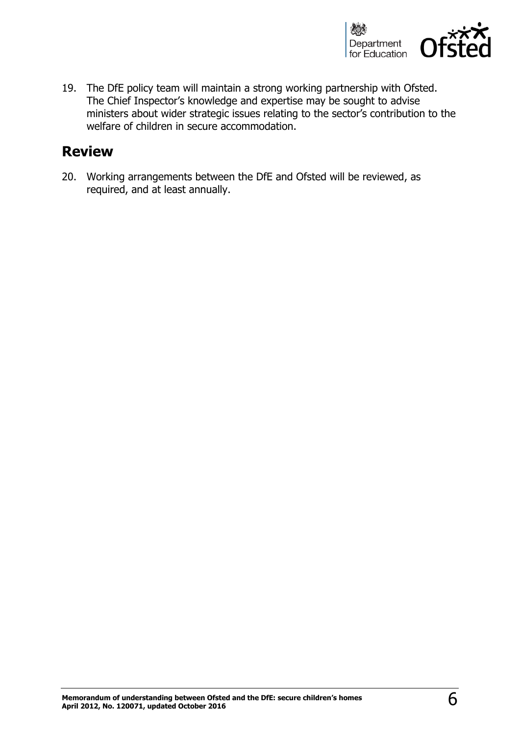19. The DfE policy team will maintain a strong working partnership with Ofsted. The Chief Inspector's knowledge and expertise may be sought to advise ministers about wider strategic issues relating to the sector's contribution to the welfare of children in secure accommodation.

## Review

20. Working arrangements between the DfE and Ofsted will be reviewed, as required, and at least annually.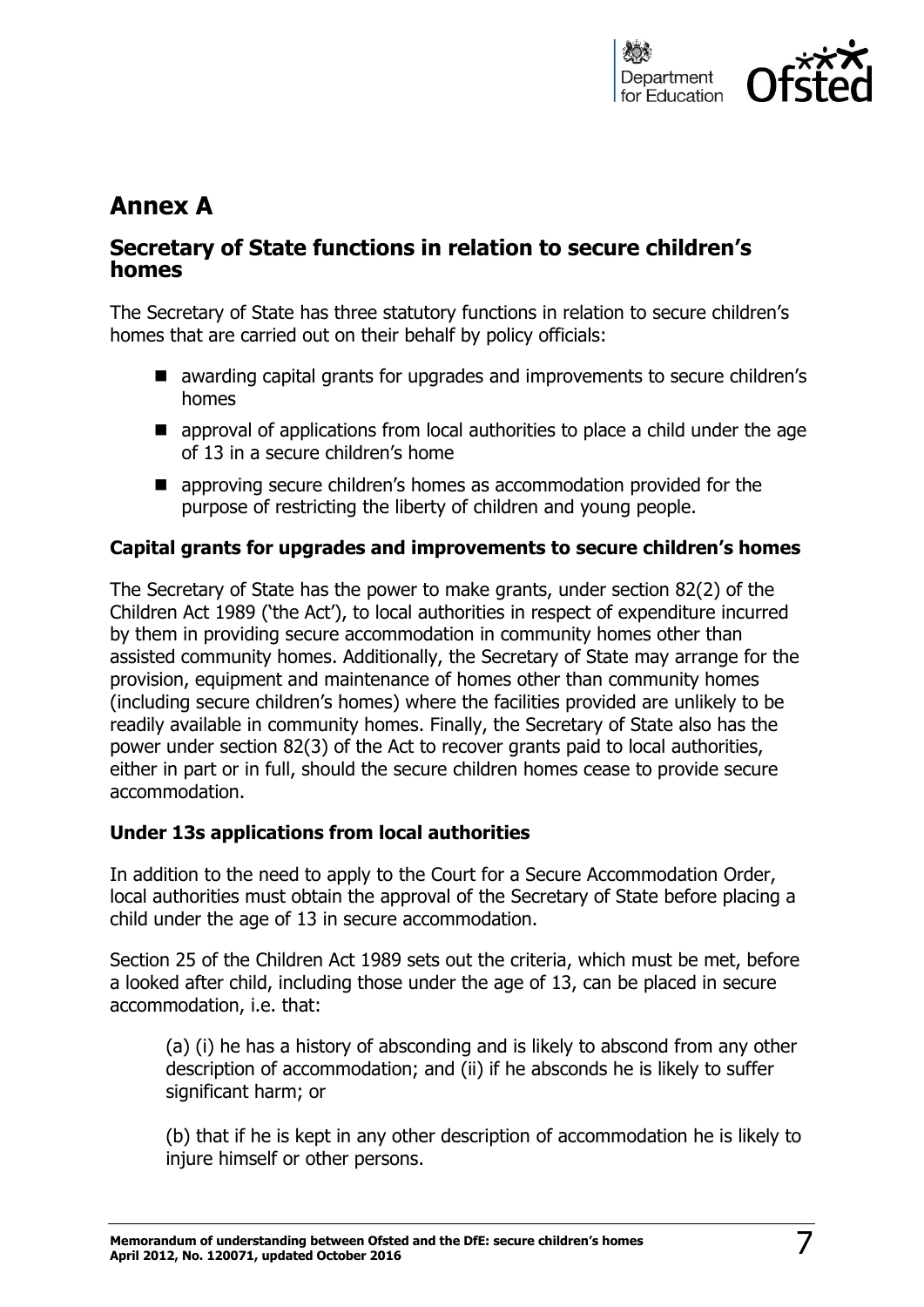# Annex A

## Secretary of State functions in relation to secure children's homes

The Secretary of State has three statutory functions in relation to secure children's homes that are carried out on their behalf by policy officials:

- awarding capital grants for upgrades and improvements to secure children's homes
- approval of applications from local authorities to place a child under the age of 13 in a secure children's home
- approving secure children's homes as accommodation provided for the purpose of restricting the liberty of children and young people.

### Capital grants for upgrades and improvements to secure children's homes

The Secretary of State has the power to make grants, under section 82(2) of the Children Act 1989 ('the Act'), to local authorities in respect of expenditure incurred by them in providing secure accommodation in community homes other than assisted community homes. Additionally, the Secretary of State may arrange for the provision, equipment and maintenance of homes other than community homes (including secure children's homes) where the facilities provided are unlikely to be readily available in community homes. Finally, the Secretary of State also has the power under section 82(3) of the Act to recover grants paid to local authorities, either in part or in full, should the secure children homes cease to provide secure accommodation.

### Under 13s applications from local authorities

In addition to the need to apply to the Court for a Secure Accommodation Order, local authorities must obtain the approval of the Secretary of State before placing a child under the age of 13 in secure accommodation.

Section 25 of the Children Act 1989 sets out the criteria, which must be met, before a looked after child, including those under the age of 13, can be placed in secure accommodation, i.e. that:

> (a) (i) he has a history of absconding and is likely to abscond from any other description of accommodation; and (ii) if he absconds he is likely to suffer significant harm; or
>
> (b) that if he is kept in any other description of accommodation he is likely to injure himself or other persons.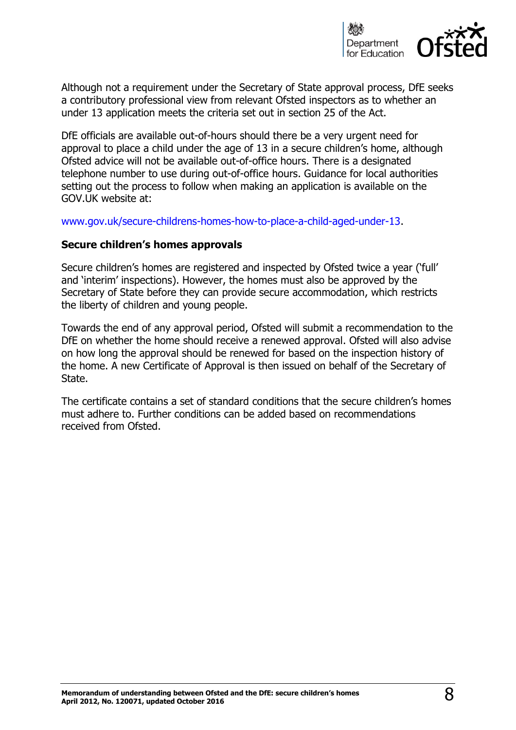Although not a requirement under the Secretary of State approval process, DfE seeks a contributory professional view from relevant Ofsted inspectors as to whether an under 13 application meets the criteria set out in section 25 of the Act.

DfE officials are available out-of-hours should there be a very urgent need for approval to place a child under the age of 13 in a secure children's home, although Ofsted advice will not be available out-of-office hours. There is a designated telephone number to use during out-of-office hours. Guidance for local authorities setting out the process to follow when making an application is available on the GOV.UK website at:

www.gov.uk/secure-childrens-homes-how-to-place-a-child-aged-under-13.

**Secure children's homes approvals**

Secure children's homes are registered and inspected by Ofsted twice a year ('full' and 'interim' inspections). However, the homes must also be approved by the Secretary of State before they can provide secure accommodation, which restricts the liberty of children and young people.

Towards the end of any approval period, Ofsted will submit a recommendation to the DfE on whether the home should receive a renewed approval. Ofsted will also advise on how long the approval should be renewed for based on the inspection history of the home. A new Certificate of Approval is then issued on behalf of the Secretary of State.

The certificate contains a set of standard conditions that the secure children's homes must adhere to. Further conditions can be added based on recommendations received from Ofsted.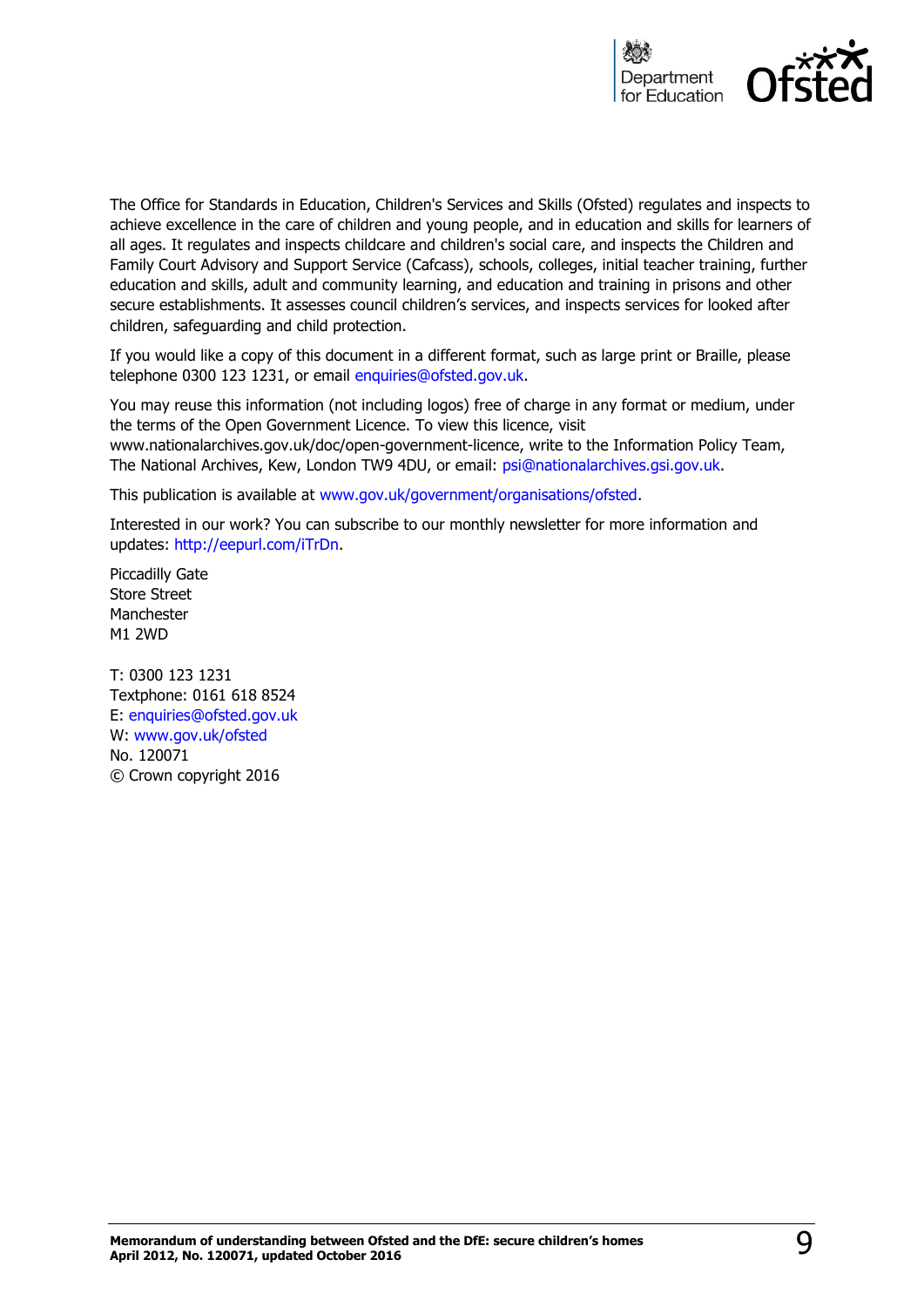The Office for Standards in Education, Children's Services and Skills (Ofsted) regulates and inspects to achieve excellence in the care of children and young people, and in education and skills for learners of all ages. It regulates and inspects childcare and children's social care, and inspects the Children and Family Court Advisory and Support Service (Cafcass), schools, colleges, initial teacher training, further education and skills, adult and community learning, and education and training in prisons and other secure establishments. It assesses council children's services, and inspects services for looked after children, safeguarding and child protection.

If you would like a copy of this document in a different format, such as large print or Braille, please telephone 0300 123 1231, or email enquiries@ofsted.gov.uk.

You may reuse this information (not including logos) free of charge in any format or medium, under the terms of the Open Government Licence. To view this licence, visit www.nationalarchives.gov.uk/doc/open-government-licence, write to the Information Policy Team, The National Archives, Kew, London TW9 4DU, or email: psi@nationalarchives.gsi.gov.uk.

This publication is available at www.gov.uk/government/organisations/ofsted.

Interested in our work? You can subscribe to our monthly newsletter for more information and updates: http://eepurl.com/iTrDn.

Piccadilly Gate  
Store Street  
Manchester  
M1 2WD

T: 0300 123 1231  
Textphone: 0161 618 8524  
E: enquiries@ofsted.gov.uk  
W: www.gov.uk/ofsted  
No. 120071  
© Crown copyright 2016